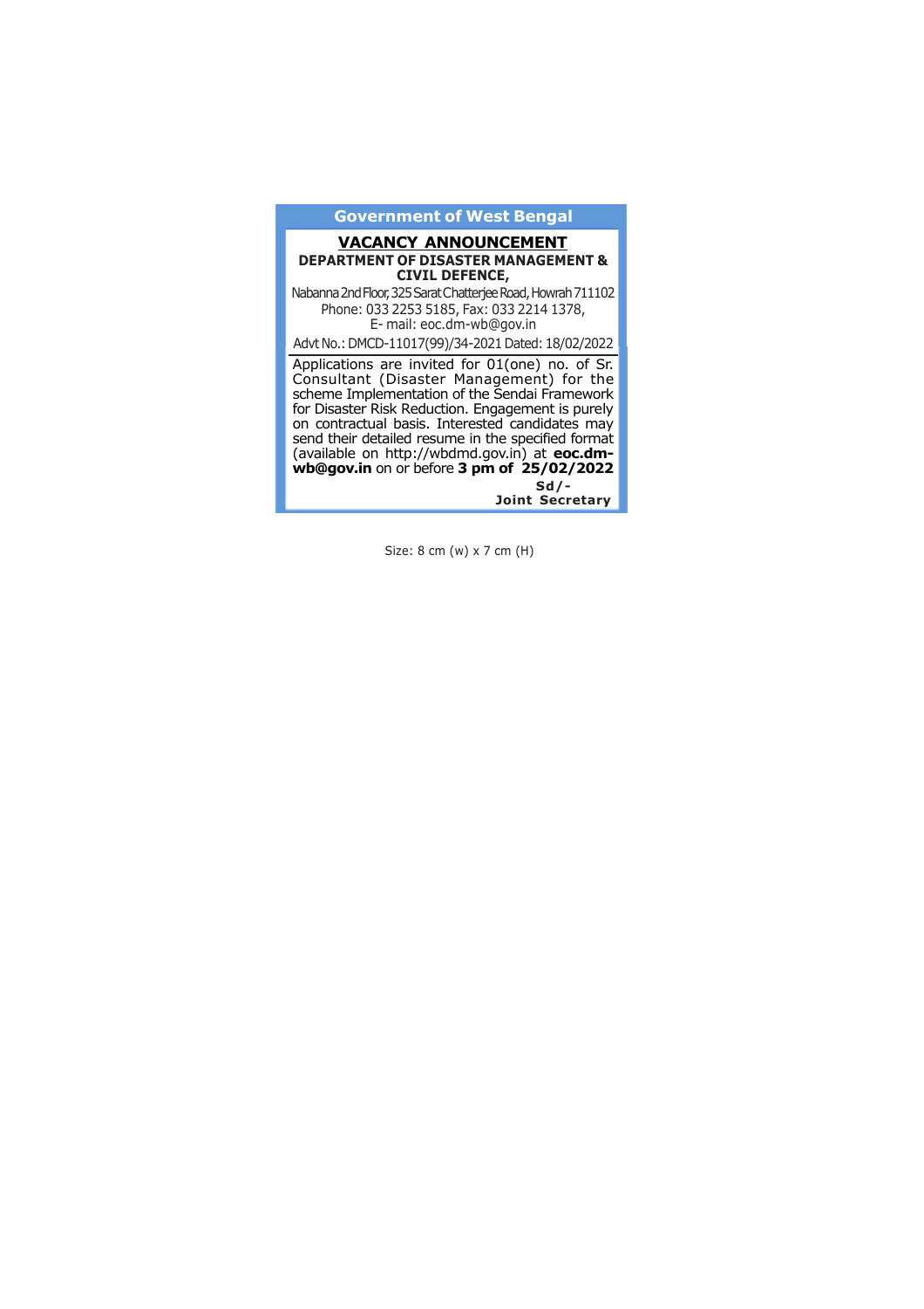# Government of West Bengal

## VACANCY ANNOUNCEMENT

**DEPARTMENT OF DISASTER MANAGEMENT & CIVIL DEFENCE,**

Nabanna 2nd Floor, 325 Sarat Chatterjee Road, Howrah 711102
Phone: 033 2253 5185, Fax: 033 2214 1378,
E- mail: eoc.dm-wb@gov.in

Advt No.: DMCD-11017(99)/34-2021 Dated: 18/02/2022

Applications are invited for 01(one) no. of Sr. Consultant (Disaster Management) for the scheme Implementation of the Sendai Framework for Disaster Risk Reduction. Engagement is purely on contractual basis. Interested candidates may send their detailed resume in the specified format (available on http://wbdmd.gov.in) at **eoc.dm-wb@gov.in** on or before **3 pm of 25/02/2022**

**Sd/-**
**Joint Secretary**

Size: 8 cm (w) x 7 cm (H)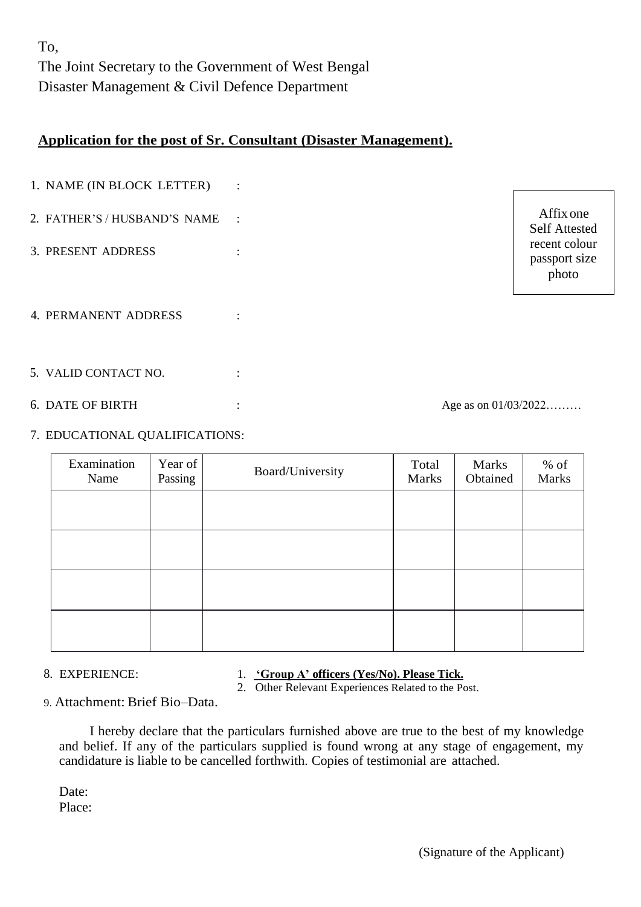To,
The Joint Secretary to the Government of West Bengal
Disaster Management & Civil Defence Department

**Application for the post of Sr. Consultant (Disaster Management).**

1. NAME (IN BLOCK LETTER) :
2. FATHER'S / HUSBAND'S NAME :
3. PRESENT ADDRESS :

Affix one Self Attested recent colour passport size photo

4. PERMANENT ADDRESS :

5. VALID CONTACT NO. :
6. DATE OF BIRTH : Age as on 01/03/2022………
7. EDUCATIONAL QUALIFICATIONS:

| Examination Name | Year of Passing | Board/University | Total Marks | Marks Obtained | % of Marks |
|---|---|---|---|---|---|
| | | | | | |
| | | | | | |
| | | | | | |
| | | | | | |

8. EXPERIENCE:
   1. **'Group A' officers (Yes/No). Please Tick.**
   2. Other Relevant Experiences Related to the Post.
9. Attachment: Brief Bio–Data.

I hereby declare that the particulars furnished above are true to the best of my knowledge and belief. If any of the particulars supplied is found wrong at any stage of engagement, my candidature is liable to be cancelled forthwith. Copies of testimonial are attached.

Date:
Place:

(Signature of the Applicant)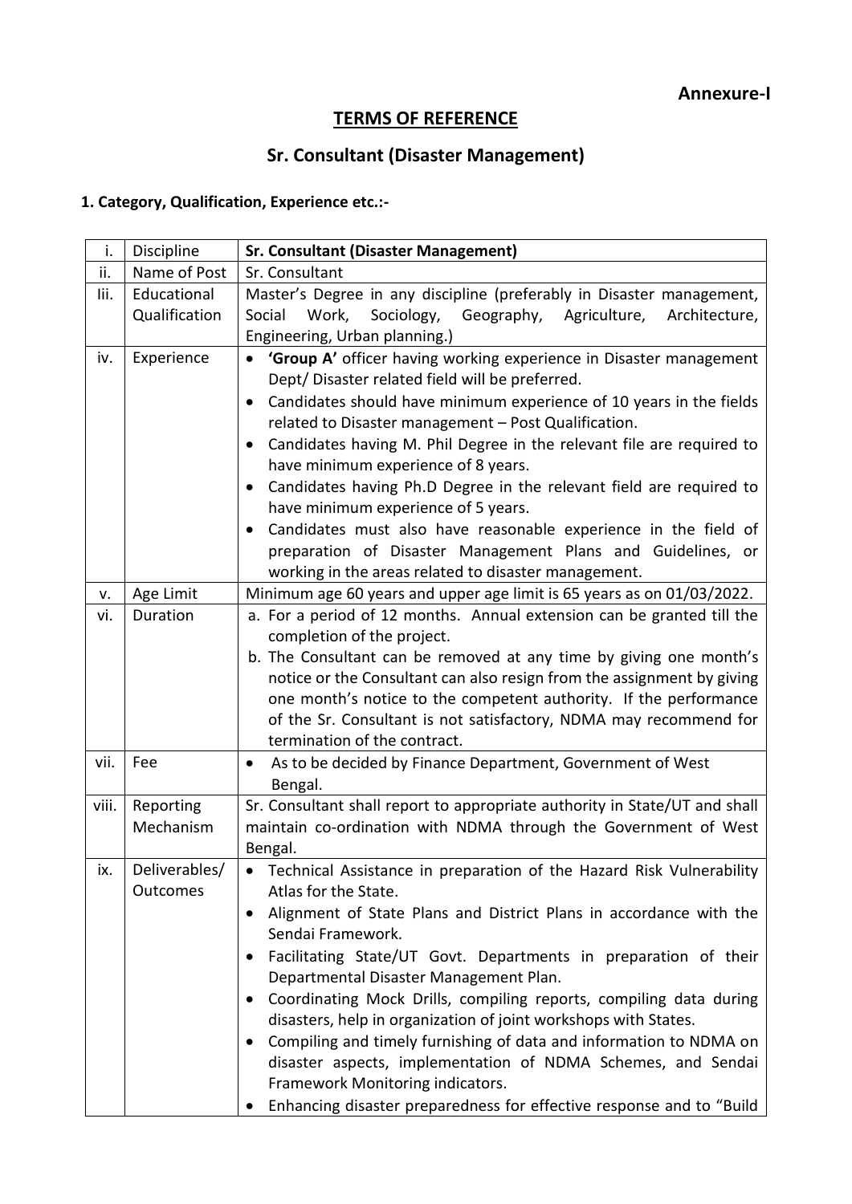**Annexure-I**

# TERMS OF REFERENCE

## Sr. Consultant (Disaster Management)

### 1. Category, Qualification, Experience etc.:-

| i. | Discipline | **Sr. Consultant (Disaster Management)** |
|---|---|---|
| ii. | Name of Post | Sr. Consultant |
| Iii. | Educational Qualification | Master's Degree in any discipline (preferably in Disaster management, Social Work, Sociology, Geography, Agriculture, Architecture, Engineering, Urban planning.) |
| iv. | Experience | • **'Group A'** officer having working experience in Disaster management Dept/ Disaster related field will be preferred.<br>• Candidates should have minimum experience of 10 years in the fields related to Disaster management – Post Qualification.<br>• Candidates having M. Phil Degree in the relevant file are required to have minimum experience of 8 years.<br>• Candidates having Ph.D Degree in the relevant field are required to have minimum experience of 5 years.<br>• Candidates must also have reasonable experience in the field of preparation of Disaster Management Plans and Guidelines, or working in the areas related to disaster management. |
| v. | Age Limit | Minimum age 60 years and upper age limit is 65 years as on 01/03/2022. |
| vi. | Duration | a. For a period of 12 months. Annual extension can be granted till the completion of the project.<br>b. The Consultant can be removed at any time by giving one month's notice or the Consultant can also resign from the assignment by giving one month's notice to the competent authority. If the performance of the Sr. Consultant is not satisfactory, NDMA may recommend for termination of the contract. |
| vii. | Fee | • As to be decided by Finance Department, Government of West Bengal. |
| viii. | Reporting Mechanism | Sr. Consultant shall report to appropriate authority in State/UT and shall maintain co-ordination with NDMA through the Government of West Bengal. |
| ix. | Deliverables/ Outcomes | • Technical Assistance in preparation of the Hazard Risk Vulnerability Atlas for the State.<br>• Alignment of State Plans and District Plans in accordance with the Sendai Framework.<br>• Facilitating State/UT Govt. Departments in preparation of their Departmental Disaster Management Plan.<br>• Coordinating Mock Drills, compiling reports, compiling data during disasters, help in organization of joint workshops with States.<br>• Compiling and timely furnishing of data and information to NDMA on disaster aspects, implementation of NDMA Schemes, and Sendai Framework Monitoring indicators.<br>• Enhancing disaster preparedness for effective response and to "Build |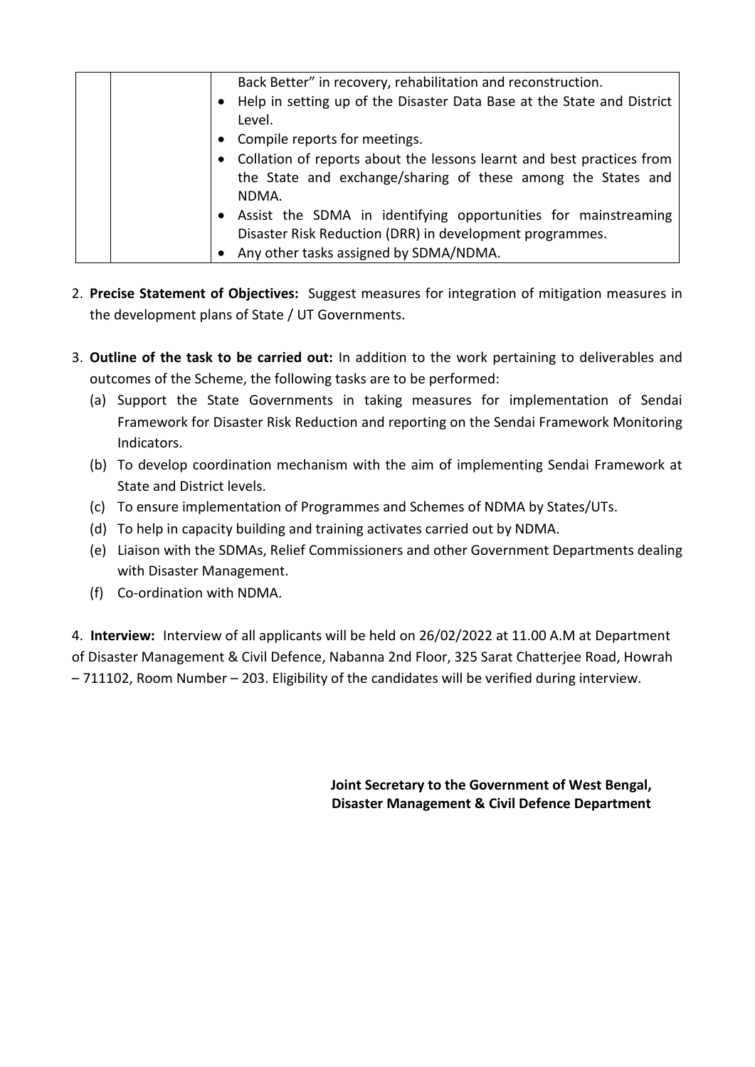| | | |
|---|---|---|
| | | Back Better" in recovery, rehabilitation and reconstruction.<br>• Help in setting up of the Disaster Data Base at the State and District Level.<br>• Compile reports for meetings.<br>• Collation of reports about the lessons learnt and best practices from the State and exchange/sharing of these among the States and NDMA.<br>• Assist the SDMA in identifying opportunities for mainstreaming Disaster Risk Reduction (DRR) in development programmes.<br>• Any other tasks assigned by SDMA/NDMA. |

2. **Precise Statement of Objectives:** Suggest measures for integration of mitigation measures in the development plans of State / UT Governments.

3. **Outline of the task to be carried out:** In addition to the work pertaining to deliverables and outcomes of the Scheme, the following tasks are to be performed:
   (a) Support the State Governments in taking measures for implementation of Sendai Framework for Disaster Risk Reduction and reporting on the Sendai Framework Monitoring Indicators.
   (b) To develop coordination mechanism with the aim of implementing Sendai Framework at State and District levels.
   (c) To ensure implementation of Programmes and Schemes of NDMA by States/UTs.
   (d) To help in capacity building and training activates carried out by NDMA.
   (e) Liaison with the SDMAs, Relief Commissioners and other Government Departments dealing with Disaster Management.
   (f) Co-ordination with NDMA.

4. **Interview:** Interview of all applicants will be held on 26/02/2022 at 11.00 A.M at Department of Disaster Management & Civil Defence, Nabanna 2nd Floor, 325 Sarat Chatterjee Road, Howrah – 711102, Room Number – 203. Eligibility of the candidates will be verified during interview.

**Joint Secretary to the Government of West Bengal,**
**Disaster Management & Civil Defence Department**